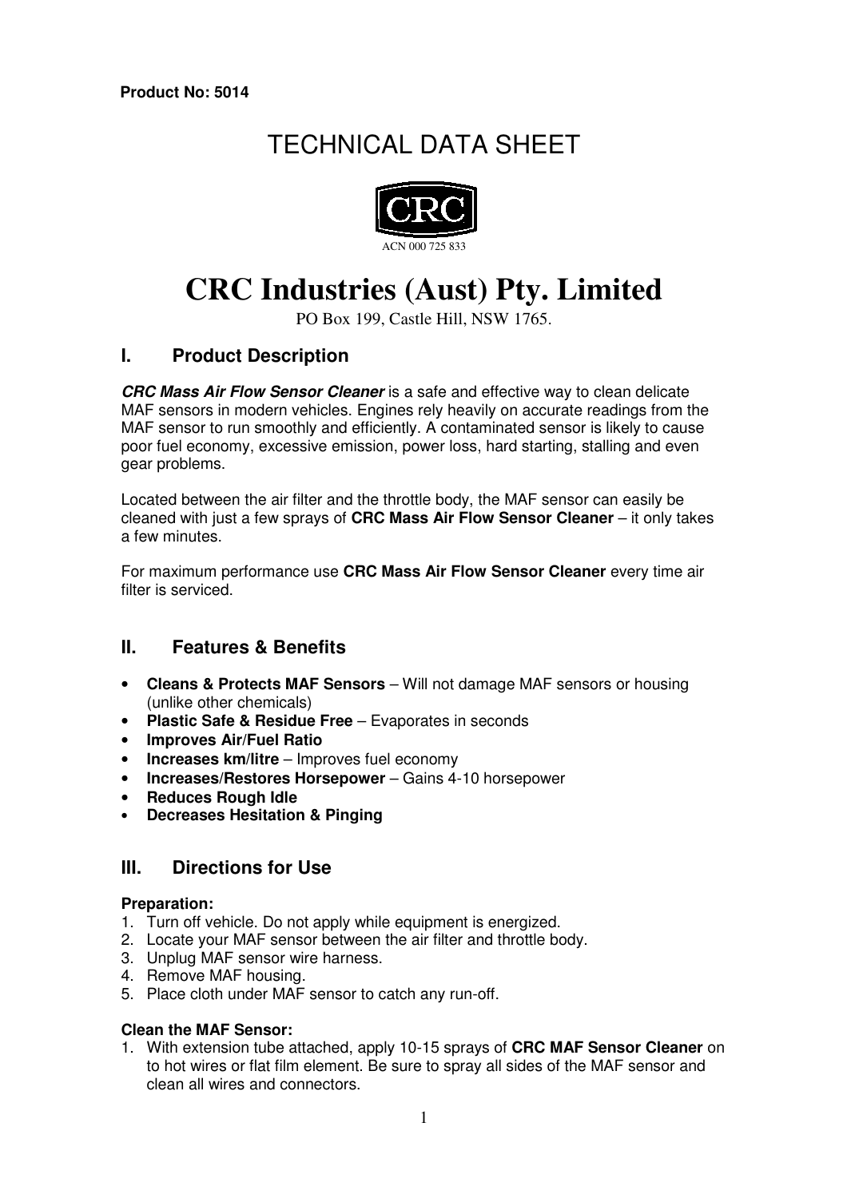**Product No: 5014**

# TECHNICAL DATA SHEET

CRC

ACN 000 725 833

# CRC Industries (Aust) Pty. Limited

PO Box 199, Castle Hill, NSW 1765.

## I. Product Description

***CRC Mass Air Flow Sensor Cleaner*** is a safe and effective way to clean delicate MAF sensors in modern vehicles. Engines rely heavily on accurate readings from the MAF sensor to run smoothly and efficiently. A contaminated sensor is likely to cause poor fuel economy, excessive emission, power loss, hard starting, stalling and even gear problems.

Located between the air filter and the throttle body, the MAF sensor can easily be cleaned with just a few sprays of **CRC Mass Air Flow Sensor Cleaner** – it only takes a few minutes.

For maximum performance use **CRC Mass Air Flow Sensor Cleaner** every time air filter is serviced.

## II. Features & Benefits

- **Cleans & Protects MAF Sensors** – Will not damage MAF sensors or housing (unlike other chemicals)
- **Plastic Safe & Residue Free** – Evaporates in seconds
- **Improves Air/Fuel Ratio**
- **Increases km/litre** – Improves fuel economy
- **Increases/Restores Horsepower** – Gains 4-10 horsepower
- **Reduces Rough Idle**
- **Decreases Hesitation & Pinging**

## III. Directions for Use

**Preparation:**

1. Turn off vehicle. Do not apply while equipment is energized.
2. Locate your MAF sensor between the air filter and throttle body.
3. Unplug MAF sensor wire harness.
4. Remove MAF housing.
5. Place cloth under MAF sensor to catch any run-off.

**Clean the MAF Sensor:**

1. With extension tube attached, apply 10-15 sprays of **CRC MAF Sensor Cleaner** on to hot wires or flat film element. Be sure to spray all sides of the MAF sensor and clean all wires and connectors.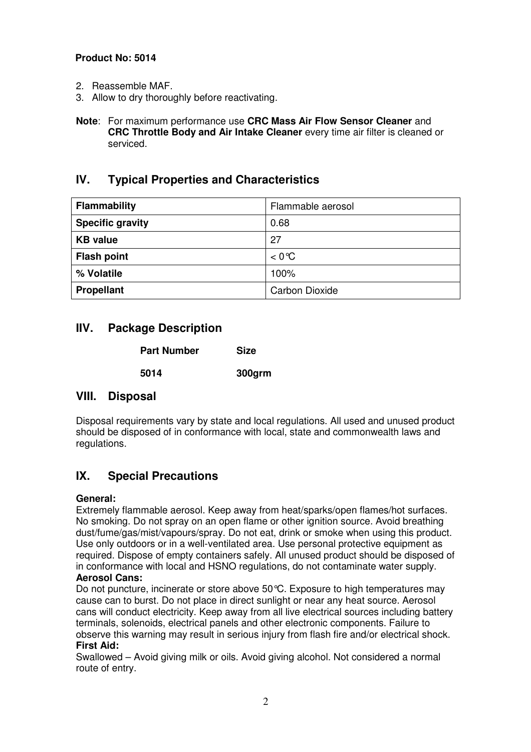**Product No: 5014**

2. Reassemble MAF.
3. Allow to dry thoroughly before reactivating.

**Note**: For maximum performance use **CRC Mass Air Flow Sensor Cleaner** and **CRC Throttle Body and Air Intake Cleaner** every time air filter is cleaned or serviced.

## IV. Typical Properties and Characteristics

| **Flammability** | Flammable aerosol |
|---|---|
| **Specific gravity** | 0.68 |
| **KB value** | 27 |
| **Flash point** | < 0℃ |
| **% Volatile** | 100% |
| **Propellant** | Carbon Dioxide |

## IIV. Package Description

| **Part Number** | **Size** |
|---|---|
| **5014** | **300grm** |

## VIII. Disposal

Disposal requirements vary by state and local regulations. All used and unused product should be disposed of in conformance with local, state and commonwealth laws and regulations.

## IX. Special Precautions

**General:**
Extremely flammable aerosol. Keep away from heat/sparks/open flames/hot surfaces. No smoking. Do not spray on an open flame or other ignition source. Avoid breathing dust/fume/gas/mist/vapours/spray. Do not eat, drink or smoke when using this product. Use only outdoors or in a well-ventilated area. Use personal protective equipment as required. Dispose of empty containers safely. All unused product should be disposed of in conformance with local and HSNO regulations, do not contaminate water supply.
**Aerosol Cans:**
Do not puncture, incinerate or store above 50℃. Exposure to high temperatures may cause can to burst. Do not place in direct sunlight or near any heat source. Aerosol cans will conduct electricity. Keep away from all live electrical sources including battery terminals, solenoids, electrical panels and other electronic components. Failure to observe this warning may result in serious injury from flash fire and/or electrical shock.
**First Aid:**
Swallowed – Avoid giving milk or oils. Avoid giving alcohol. Not considered a normal route of entry.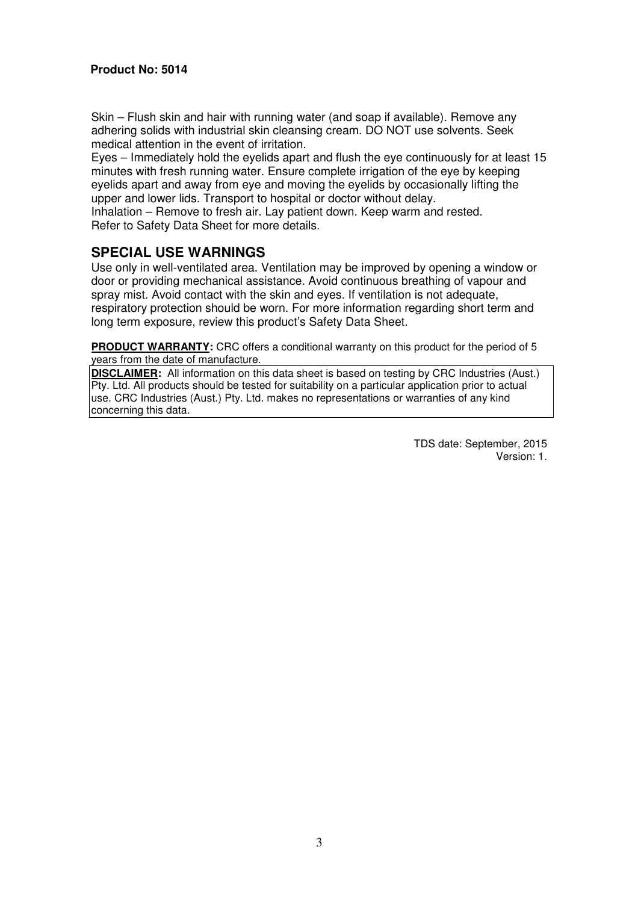**Product No: 5014**

Skin – Flush skin and hair with running water (and soap if available). Remove any adhering solids with industrial skin cleansing cream. DO NOT use solvents. Seek medical attention in the event of irritation.
Eyes – Immediately hold the eyelids apart and flush the eye continuously for at least 15 minutes with fresh running water. Ensure complete irrigation of the eye by keeping eyelids apart and away from eye and moving the eyelids by occasionally lifting the upper and lower lids. Transport to hospital or doctor without delay.
Inhalation – Remove to fresh air. Lay patient down. Keep warm and rested.
Refer to Safety Data Sheet for more details.

## SPECIAL USE WARNINGS

Use only in well-ventilated area. Ventilation may be improved by opening a window or door or providing mechanical assistance. Avoid continuous breathing of vapour and spray mist. Avoid contact with the skin and eyes. If ventilation is not adequate, respiratory protection should be worn. For more information regarding short term and long term exposure, review this product's Safety Data Sheet.

**PRODUCT WARRANTY:** CRC offers a conditional warranty on this product for the period of 5 years from the date of manufacture.

**DISCLAIMER:** All information on this data sheet is based on testing by CRC Industries (Aust.) Pty. Ltd. All products should be tested for suitability on a particular application prior to actual use. CRC Industries (Aust.) Pty. Ltd. makes no representations or warranties of any kind concerning this data.

TDS date: September, 2015
Version: 1.